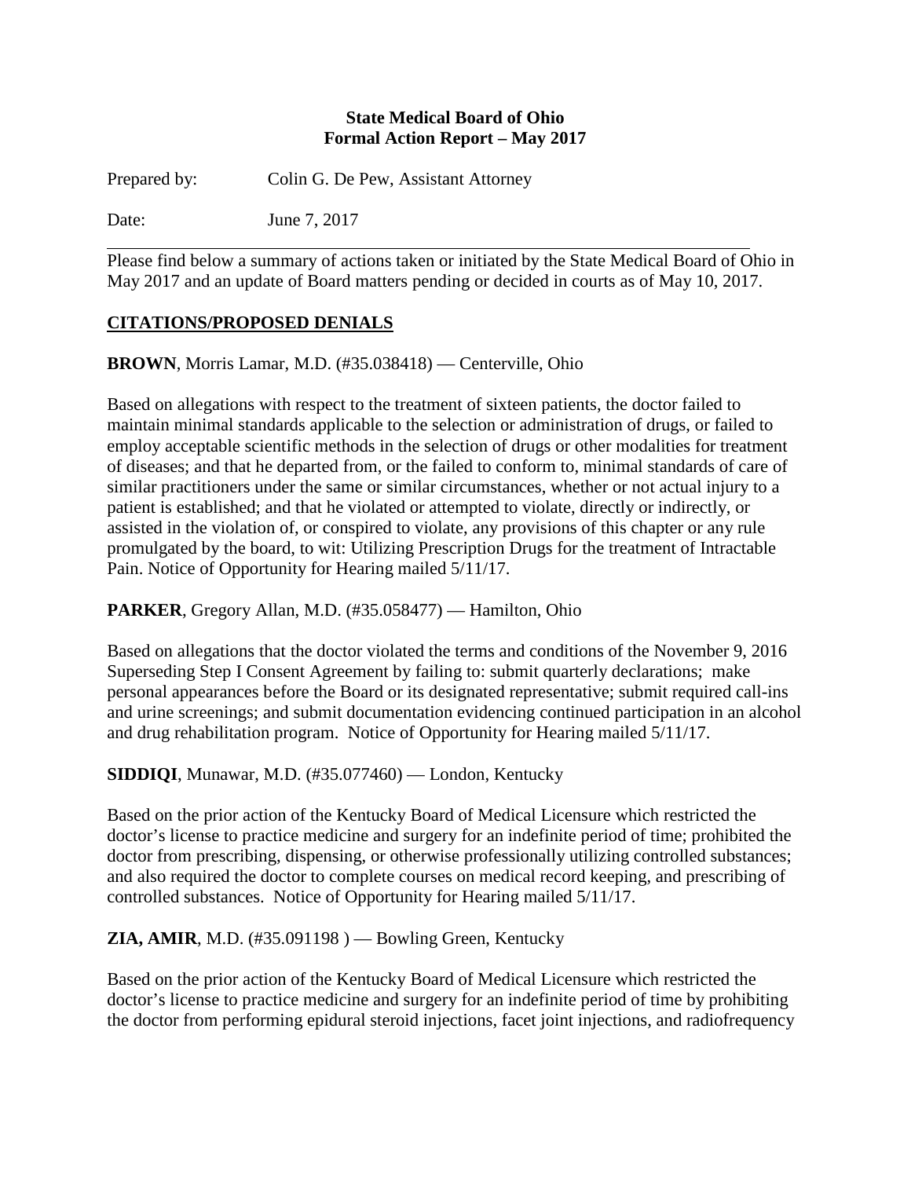**State Medical Board of Ohio**
**Formal Action Report – May 2017**

Prepared by: Colin G. De Pew, Assistant Attorney

Date: June 7, 2017

---

Please find below a summary of actions taken or initiated by the State Medical Board of Ohio in May 2017 and an update of Board matters pending or decided in courts as of May 10, 2017.

## CITATIONS/PROPOSED DENIALS

**BROWN**, Morris Lamar, M.D. (#35.038418) — Centerville, Ohio

Based on allegations with respect to the treatment of sixteen patients, the doctor failed to maintain minimal standards applicable to the selection or administration of drugs, or failed to employ acceptable scientific methods in the selection of drugs or other modalities for treatment of diseases; and that he departed from, or the failed to conform to, minimal standards of care of similar practitioners under the same or similar circumstances, whether or not actual injury to a patient is established; and that he violated or attempted to violate, directly or indirectly, or assisted in the violation of, or conspired to violate, any provisions of this chapter or any rule promulgated by the board, to wit: Utilizing Prescription Drugs for the treatment of Intractable Pain. Notice of Opportunity for Hearing mailed 5/11/17.

**PARKER**, Gregory Allan, M.D. (#35.058477) — Hamilton, Ohio

Based on allegations that the doctor violated the terms and conditions of the November 9, 2016 Superseding Step I Consent Agreement by failing to: submit quarterly declarations; make personal appearances before the Board or its designated representative; submit required call-ins and urine screenings; and submit documentation evidencing continued participation in an alcohol and drug rehabilitation program. Notice of Opportunity for Hearing mailed 5/11/17.

**SIDDIQI**, Munawar, M.D. (#35.077460) — London, Kentucky

Based on the prior action of the Kentucky Board of Medical Licensure which restricted the doctor's license to practice medicine and surgery for an indefinite period of time; prohibited the doctor from prescribing, dispensing, or otherwise professionally utilizing controlled substances; and also required the doctor to complete courses on medical record keeping, and prescribing of controlled substances. Notice of Opportunity for Hearing mailed 5/11/17.

**ZIA, AMIR**, M.D. (#35.091198 ) — Bowling Green, Kentucky

Based on the prior action of the Kentucky Board of Medical Licensure which restricted the doctor's license to practice medicine and surgery for an indefinite period of time by prohibiting the doctor from performing epidural steroid injections, facet joint injections, and radiofrequency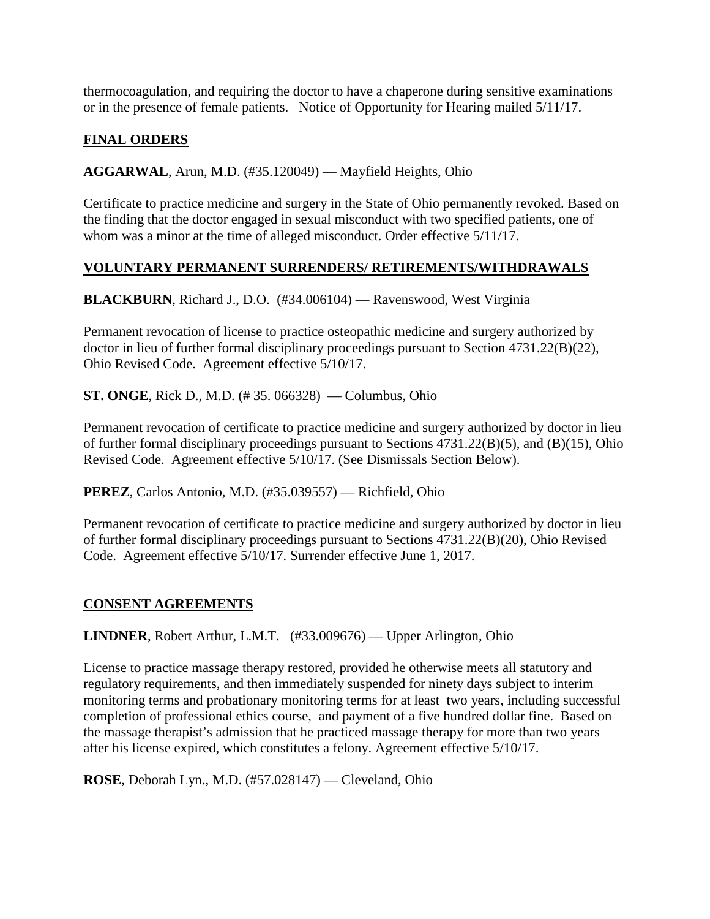thermocoagulation, and requiring the doctor to have a chaperone during sensitive examinations or in the presence of female patients.  Notice of Opportunity for Hearing mailed 5/11/17.

## FINAL ORDERS

**AGGARWAL**, Arun, M.D. (#35.120049) — Mayfield Heights, Ohio

Certificate to practice medicine and surgery in the State of Ohio permanently revoked. Based on the finding that the doctor engaged in sexual misconduct with two specified patients, one of whom was a minor at the time of alleged misconduct. Order effective 5/11/17.

## VOLUNTARY PERMANENT SURRENDERS/ RETIREMENTS/WITHDRAWALS

**BLACKBURN**, Richard J., D.O.  (#34.006104) — Ravenswood, West Virginia

Permanent revocation of license to practice osteopathic medicine and surgery authorized by doctor in lieu of further formal disciplinary proceedings pursuant to Section 4731.22(B)(22), Ohio Revised Code.  Agreement effective 5/10/17.

**ST. ONGE**, Rick D., M.D. (# 35. 066328)  — Columbus, Ohio

Permanent revocation of certificate to practice medicine and surgery authorized by doctor in lieu of further formal disciplinary proceedings pursuant to Sections 4731.22(B)(5), and (B)(15), Ohio Revised Code.  Agreement effective 5/10/17. (See Dismissals Section Below).

**PEREZ**, Carlos Antonio, M.D. (#35.039557) — Richfield, Ohio

Permanent revocation of certificate to practice medicine and surgery authorized by doctor in lieu of further formal disciplinary proceedings pursuant to Sections 4731.22(B)(20), Ohio Revised Code.  Agreement effective 5/10/17. Surrender effective June 1, 2017.

## CONSENT AGREEMENTS

**LINDNER**, Robert Arthur, L.M.T.   (#33.009676) — Upper Arlington, Ohio

License to practice massage therapy restored, provided he otherwise meets all statutory and regulatory requirements, and then immediately suspended for ninety days subject to interim monitoring terms and probationary monitoring terms for at least two years, including successful completion of professional ethics course, and payment of a five hundred dollar fine.  Based on the massage therapist's admission that he practiced massage therapy for more than two years after his license expired, which constitutes a felony. Agreement effective 5/10/17.

**ROSE**, Deborah Lyn., M.D. (#57.028147) — Cleveland, Ohio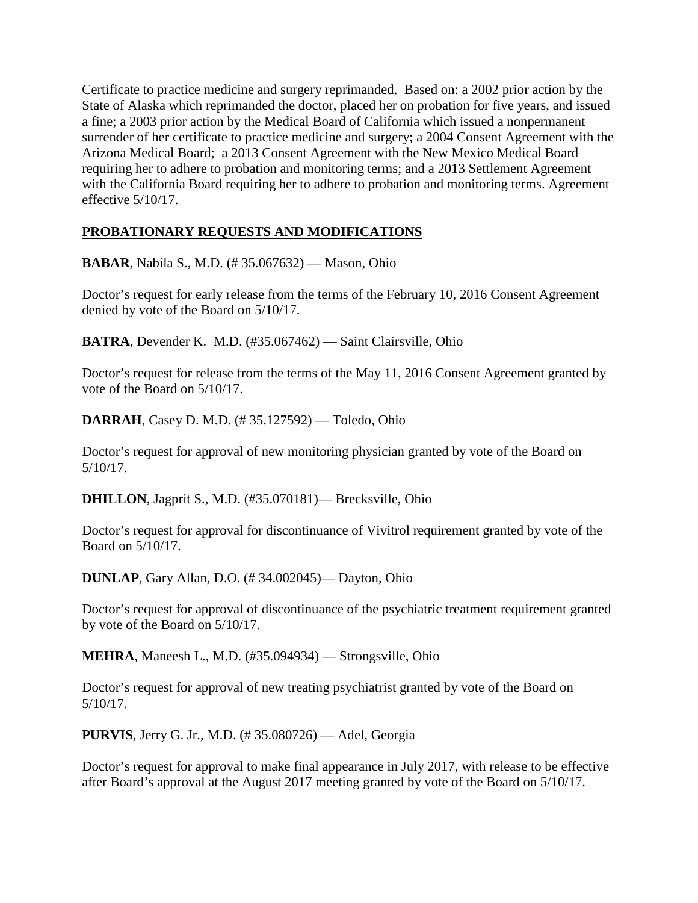Certificate to practice medicine and surgery reprimanded. Based on: a 2002 prior action by the State of Alaska which reprimanded the doctor, placed her on probation for five years, and issued a fine; a 2003 prior action by the Medical Board of California which issued a nonpermanent surrender of her certificate to practice medicine and surgery; a 2004 Consent Agreement with the Arizona Medical Board; a 2013 Consent Agreement with the New Mexico Medical Board requiring her to adhere to probation and monitoring terms; and a 2013 Settlement Agreement with the California Board requiring her to adhere to probation and monitoring terms. Agreement effective 5/10/17.

## PROBATIONARY REQUESTS AND MODIFICATIONS

**BABAR**, Nabila S., M.D. (# 35.067632) — Mason, Ohio

Doctor's request for early release from the terms of the February 10, 2016 Consent Agreement denied by vote of the Board on 5/10/17.

**BATRA**, Devender K. M.D. (#35.067462) — Saint Clairsville, Ohio

Doctor's request for release from the terms of the May 11, 2016 Consent Agreement granted by vote of the Board on 5/10/17.

**DARRAH**, Casey D. M.D. (# 35.127592) — Toledo, Ohio

Doctor's request for approval of new monitoring physician granted by vote of the Board on 5/10/17.

**DHILLON**, Jagprit S., M.D. (#35.070181)— Brecksville, Ohio

Doctor's request for approval for discontinuance of Vivitrol requirement granted by vote of the Board on 5/10/17.

**DUNLAP**, Gary Allan, D.O. (# 34.002045)— Dayton, Ohio

Doctor's request for approval of discontinuance of the psychiatric treatment requirement granted by vote of the Board on 5/10/17.

**MEHRA**, Maneesh L., M.D. (#35.094934) — Strongsville, Ohio

Doctor's request for approval of new treating psychiatrist granted by vote of the Board on 5/10/17.

**PURVIS**, Jerry G. Jr., M.D. (# 35.080726) — Adel, Georgia

Doctor's request for approval to make final appearance in July 2017, with release to be effective after Board's approval at the August 2017 meeting granted by vote of the Board on 5/10/17.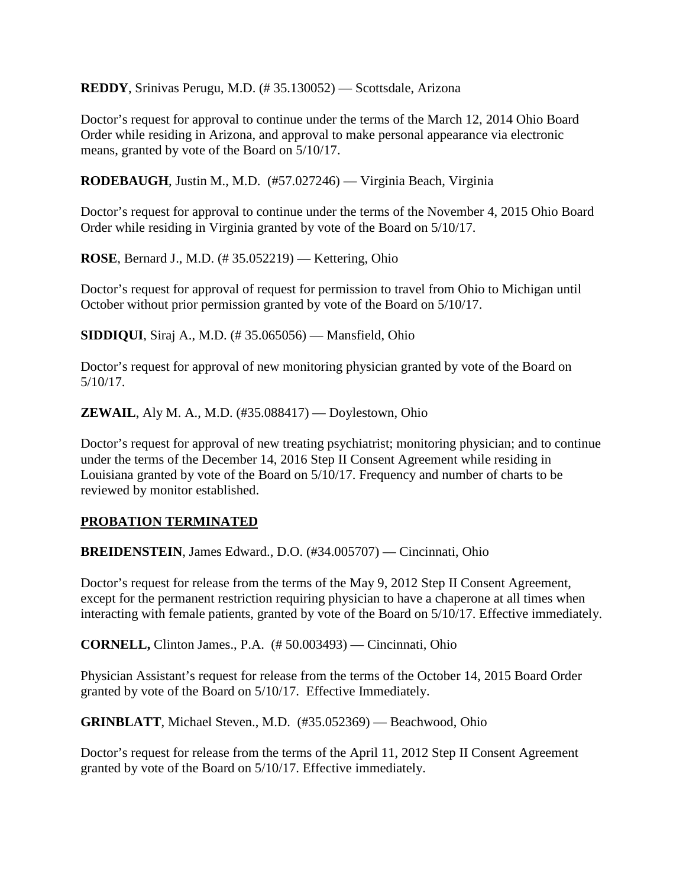**REDDY**, Srinivas Perugu, M.D. (# 35.130052) — Scottsdale, Arizona

Doctor's request for approval to continue under the terms of the March 12, 2014 Ohio Board Order while residing in Arizona, and approval to make personal appearance via electronic means, granted by vote of the Board on 5/10/17.

**RODEBAUGH**, Justin M., M.D. (#57.027246) — Virginia Beach, Virginia

Doctor's request for approval to continue under the terms of the November 4, 2015 Ohio Board Order while residing in Virginia granted by vote of the Board on 5/10/17.

**ROSE**, Bernard J., M.D. (# 35.052219) — Kettering, Ohio

Doctor's request for approval of request for permission to travel from Ohio to Michigan until October without prior permission granted by vote of the Board on 5/10/17.

**SIDDIQUI**, Siraj A., M.D. (# 35.065056) — Mansfield, Ohio

Doctor's request for approval of new monitoring physician granted by vote of the Board on 5/10/17.

**ZEWAIL**, Aly M. A., M.D. (#35.088417) — Doylestown, Ohio

Doctor's request for approval of new treating psychiatrist; monitoring physician; and to continue under the terms of the December 14, 2016 Step II Consent Agreement while residing in Louisiana granted by vote of the Board on 5/10/17. Frequency and number of charts to be reviewed by monitor established.

## PROBATION TERMINATED

**BREIDENSTEIN**, James Edward., D.O. (#34.005707) — Cincinnati, Ohio

Doctor's request for release from the terms of the May 9, 2012 Step II Consent Agreement, except for the permanent restriction requiring physician to have a chaperone at all times when interacting with female patients, granted by vote of the Board on 5/10/17. Effective immediately.

**CORNELL,** Clinton James., P.A. (# 50.003493) — Cincinnati, Ohio

Physician Assistant's request for release from the terms of the October 14, 2015 Board Order granted by vote of the Board on 5/10/17. Effective Immediately.

**GRINBLATT**, Michael Steven., M.D. (#35.052369) — Beachwood, Ohio

Doctor's request for release from the terms of the April 11, 2012 Step II Consent Agreement granted by vote of the Board on 5/10/17. Effective immediately.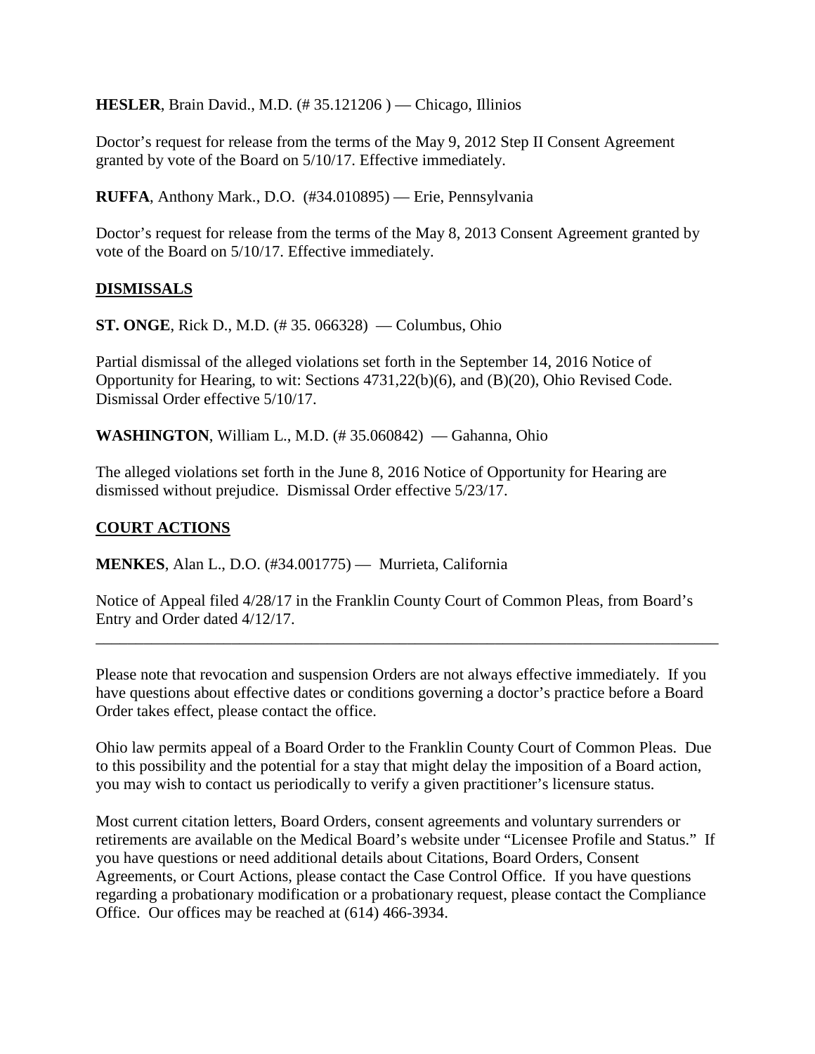**HESLER**, Brain David., M.D. (# 35.121206 ) — Chicago, Illinios

Doctor's request for release from the terms of the May 9, 2012 Step II Consent Agreement granted by vote of the Board on 5/10/17. Effective immediately.

**RUFFA**, Anthony Mark., D.O. (#34.010895) — Erie, Pennsylvania

Doctor's request for release from the terms of the May 8, 2013 Consent Agreement granted by vote of the Board on 5/10/17. Effective immediately.

## DISMISSALS

**ST. ONGE**, Rick D., M.D. (# 35. 066328) — Columbus, Ohio

Partial dismissal of the alleged violations set forth in the September 14, 2016 Notice of Opportunity for Hearing, to wit: Sections 4731,22(b)(6), and (B)(20), Ohio Revised Code. Dismissal Order effective 5/10/17.

**WASHINGTON**, William L., M.D. (# 35.060842) — Gahanna, Ohio

The alleged violations set forth in the June 8, 2016 Notice of Opportunity for Hearing are dismissed without prejudice. Dismissal Order effective 5/23/17.

## COURT ACTIONS

**MENKES**, Alan L., D.O. (#34.001775) — Murrieta, California

Notice of Appeal filed 4/28/17 in the Franklin County Court of Common Pleas, from Board's Entry and Order dated 4/12/17.

---

Please note that revocation and suspension Orders are not always effective immediately. If you have questions about effective dates or conditions governing a doctor's practice before a Board Order takes effect, please contact the office.

Ohio law permits appeal of a Board Order to the Franklin County Court of Common Pleas. Due to this possibility and the potential for a stay that might delay the imposition of a Board action, you may wish to contact us periodically to verify a given practitioner's licensure status.

Most current citation letters, Board Orders, consent agreements and voluntary surrenders or retirements are available on the Medical Board's website under "Licensee Profile and Status." If you have questions or need additional details about Citations, Board Orders, Consent Agreements, or Court Actions, please contact the Case Control Office. If you have questions regarding a probationary modification or a probationary request, please contact the Compliance Office. Our offices may be reached at (614) 466-3934.